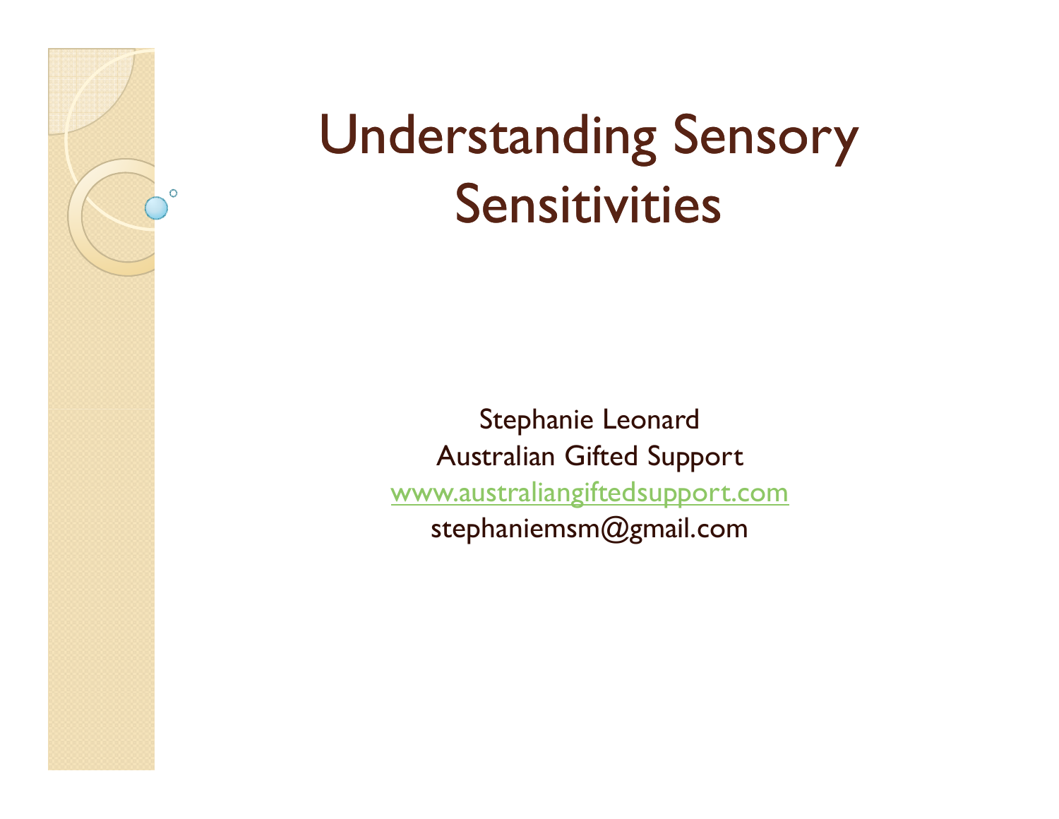# Understanding Sensory Sensitivities

Stephanie Leonard
Australian Gifted Support
www.australiangiftedsupport.com
stephaniemsm@gmail.com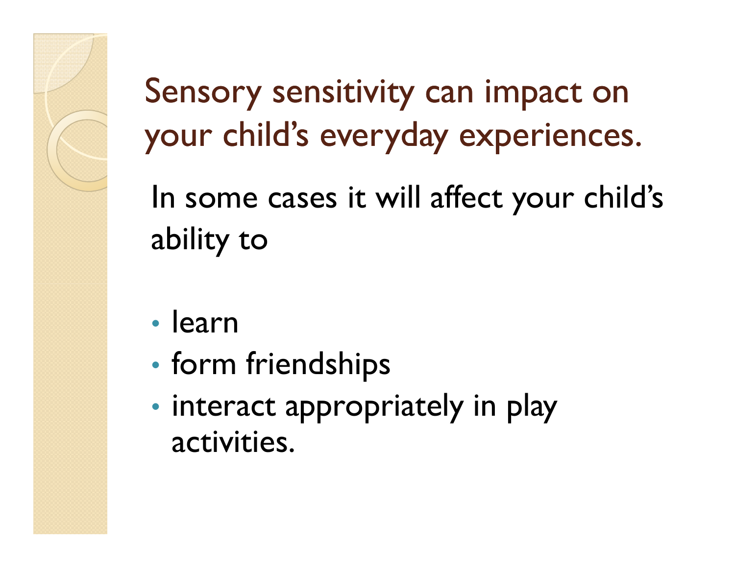# Sensory sensitivity can impact on your child's everyday experiences.

In some cases it will affect your child's ability to

- learn
- form friendships
- interact appropriately in play activities.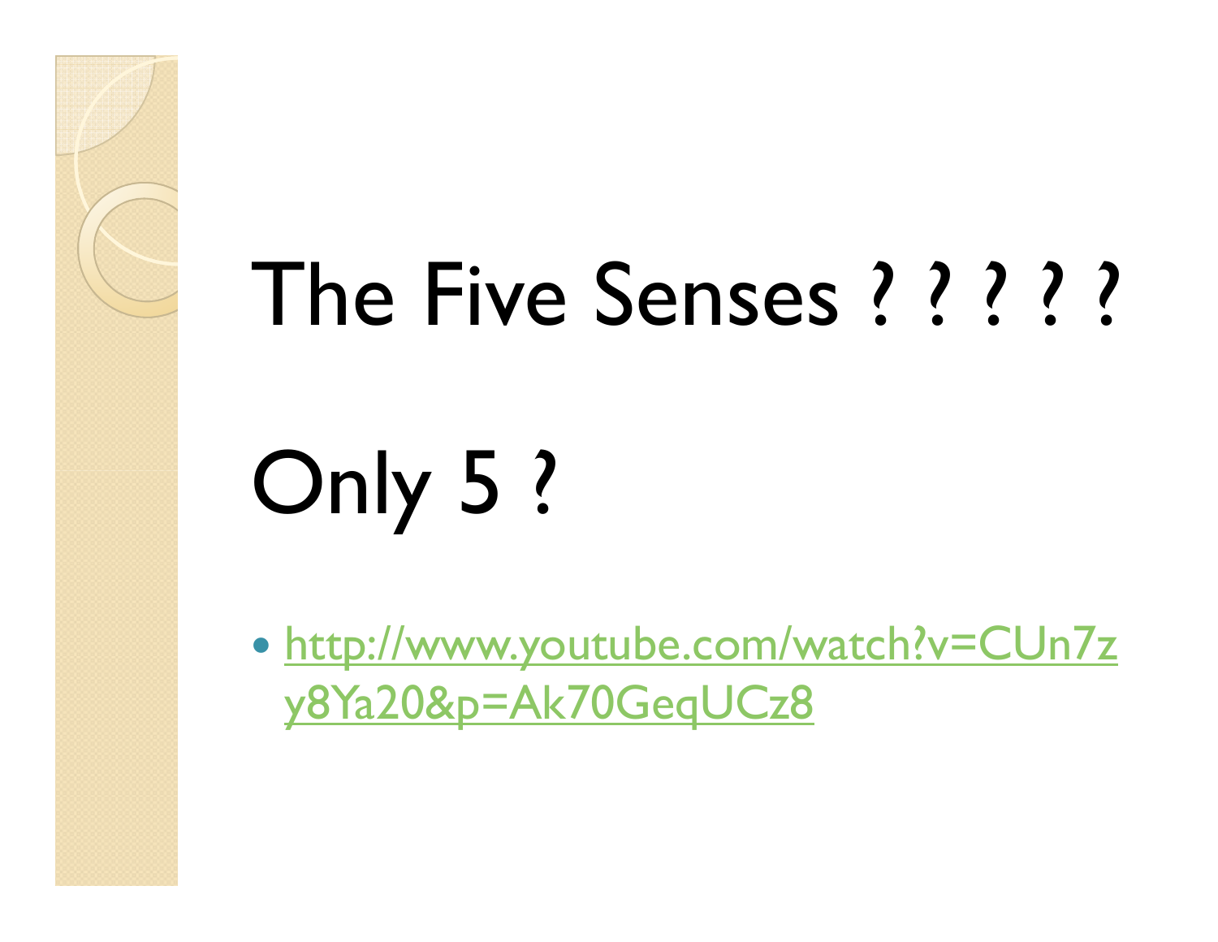# The Five Senses ? ? ? ? ?

# Only 5 ?

- [http://www.youtube.com/watch?v=CUn7zy8Ya20&p=Ak70GeqUCz8](http://www.youtube.com/watch?v=CUn7zy8Ya20&p=Ak70GeqUCz8)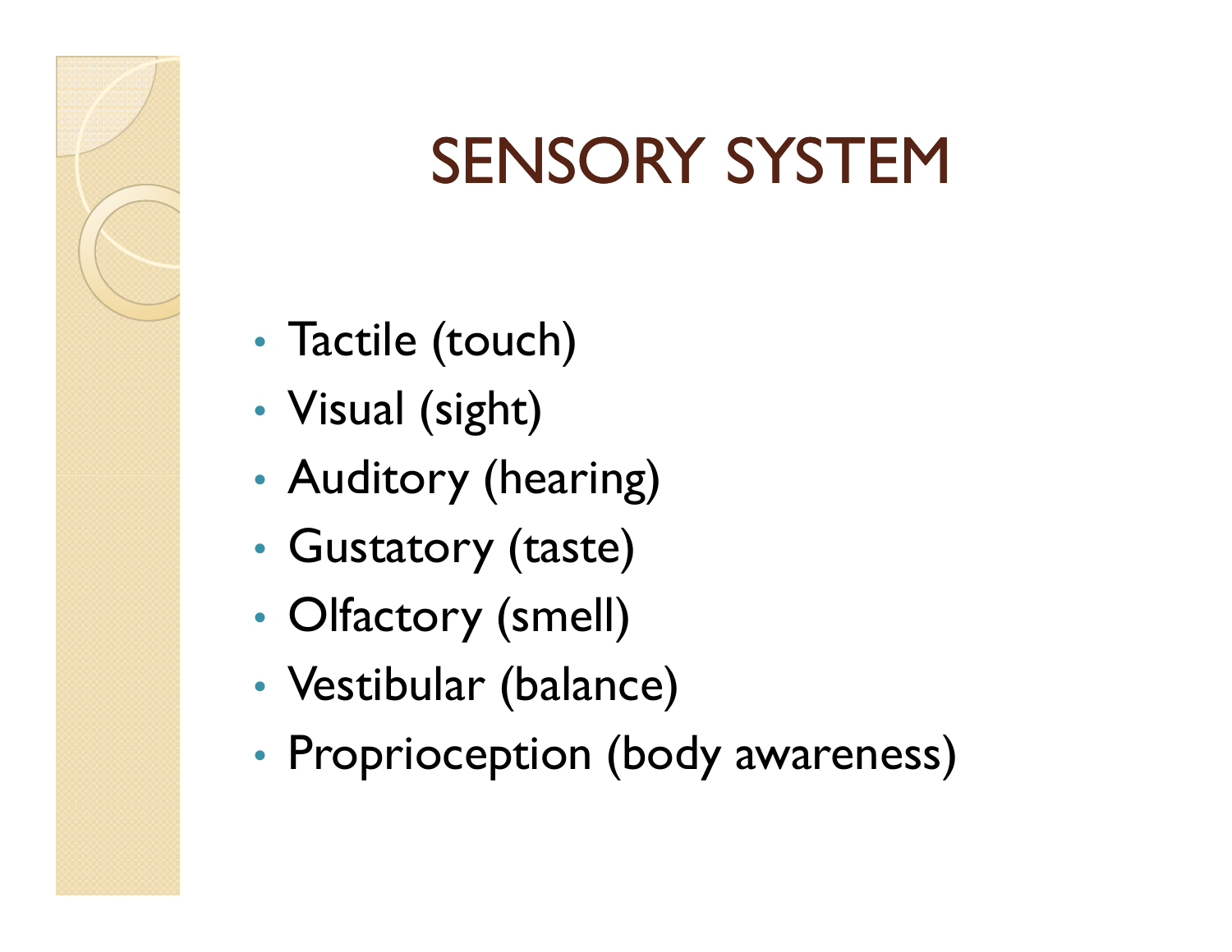# SENSORY SYSTEM

- Tactile (touch)
- Visual (sight)
- Auditory (hearing)
- Gustatory (taste)
- Olfactory (smell)
- Vestibular (balance)
- Proprioception (body awareness)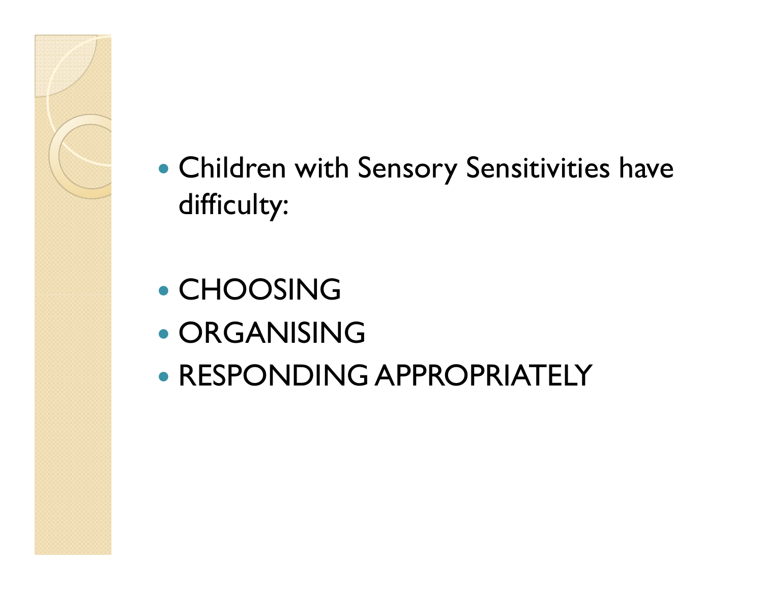- Children with Sensory Sensitivities have difficulty:

- CHOOSING
- ORGANISING
- RESPONDING APPROPRIATELY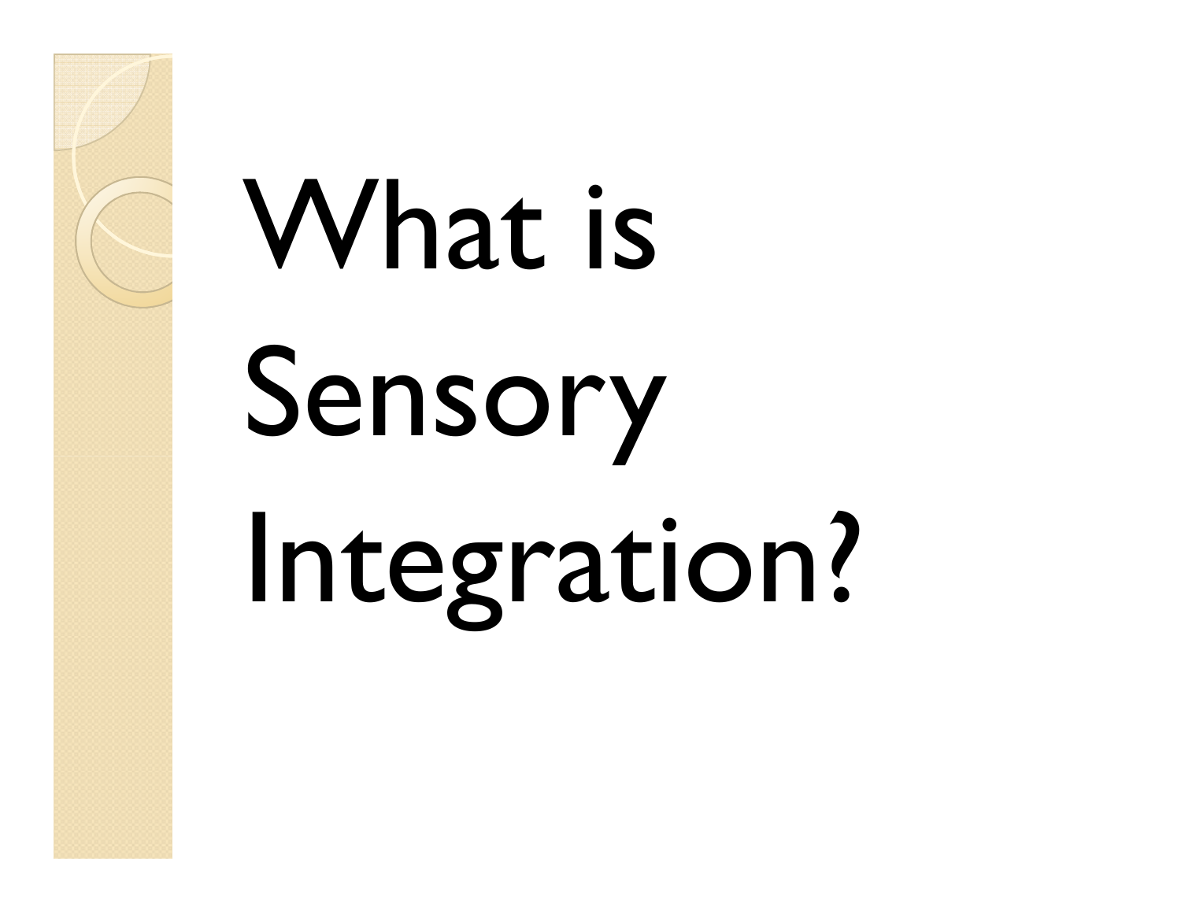# What is Sensory Integration?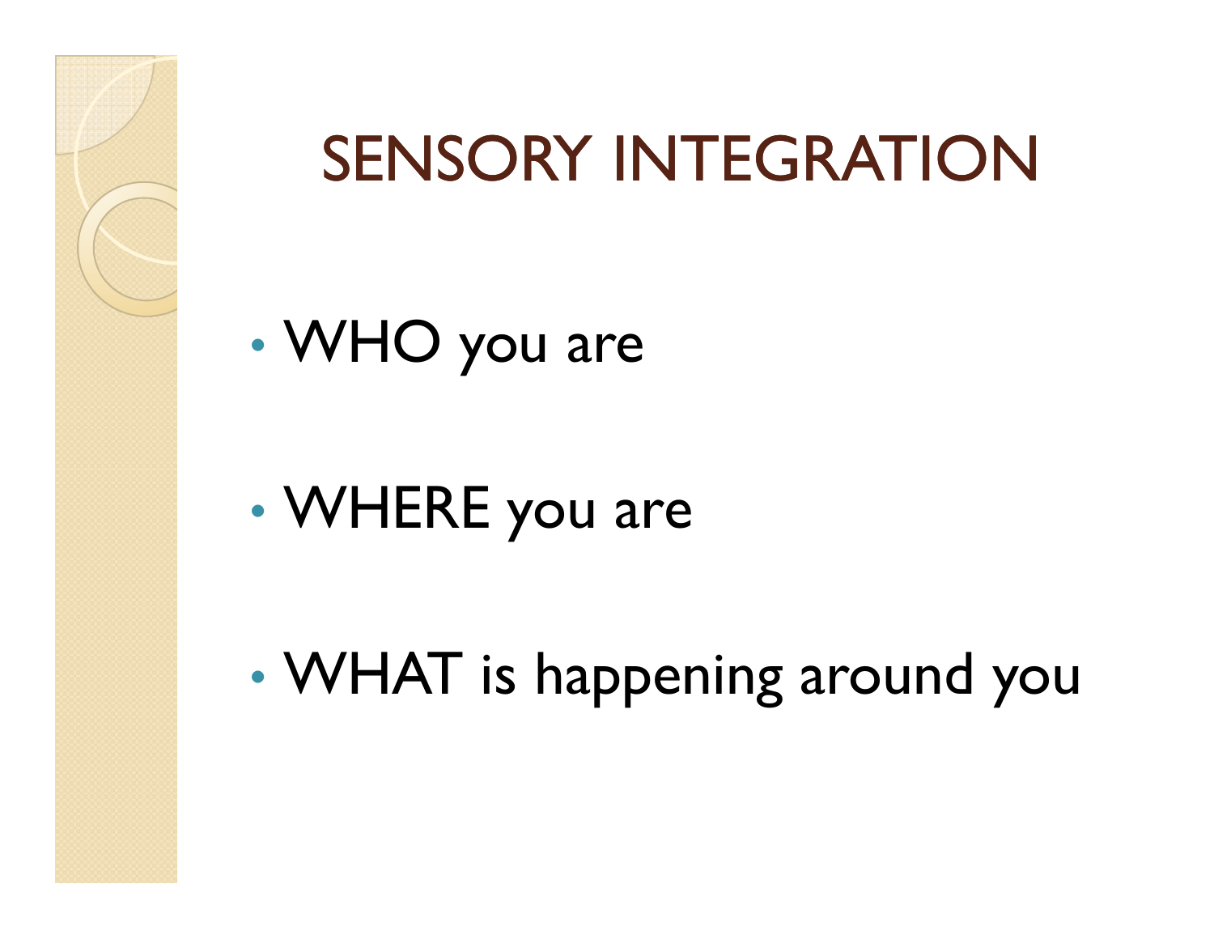# SENSORY INTEGRATION

- WHO you are
- WHERE you are
- WHAT is happening around you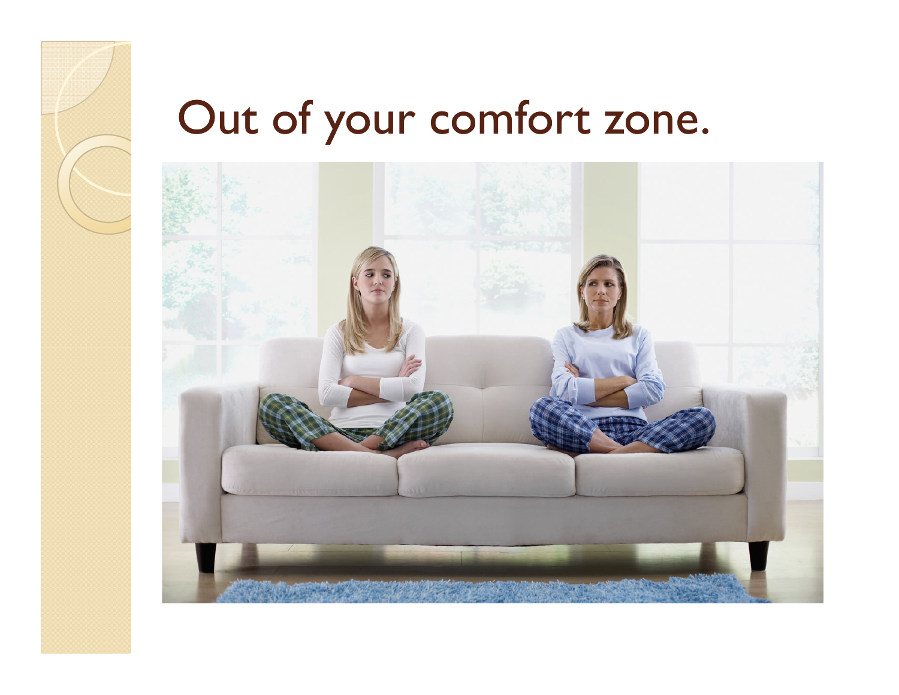# Out of your comfort zone.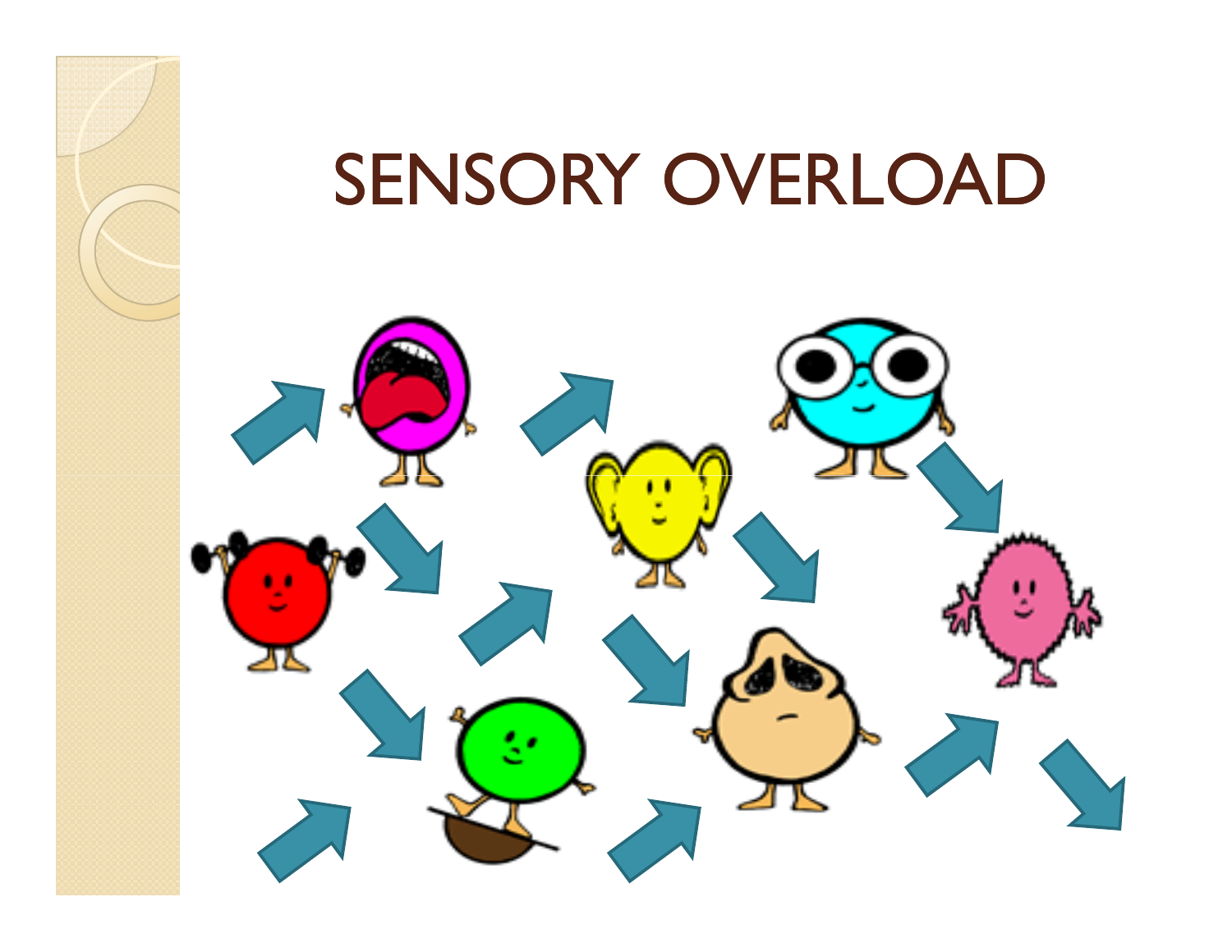# SENSORY OVERLOAD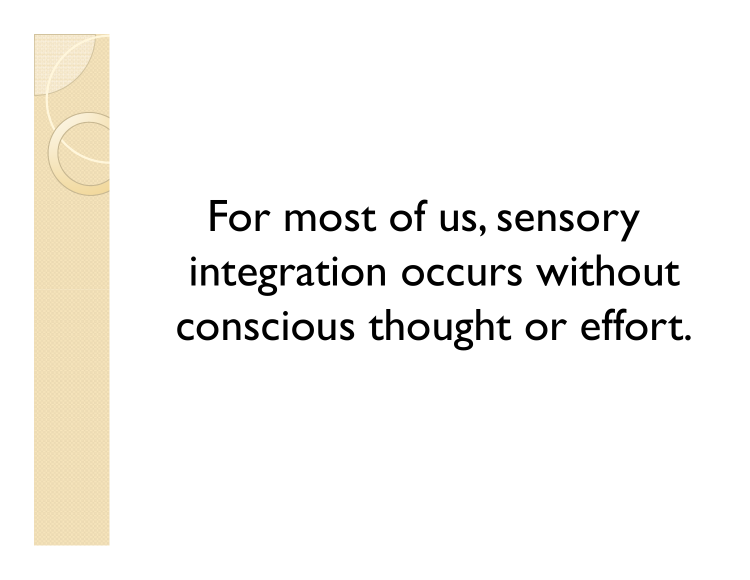For most of us, sensory integration occurs without conscious thought or effort.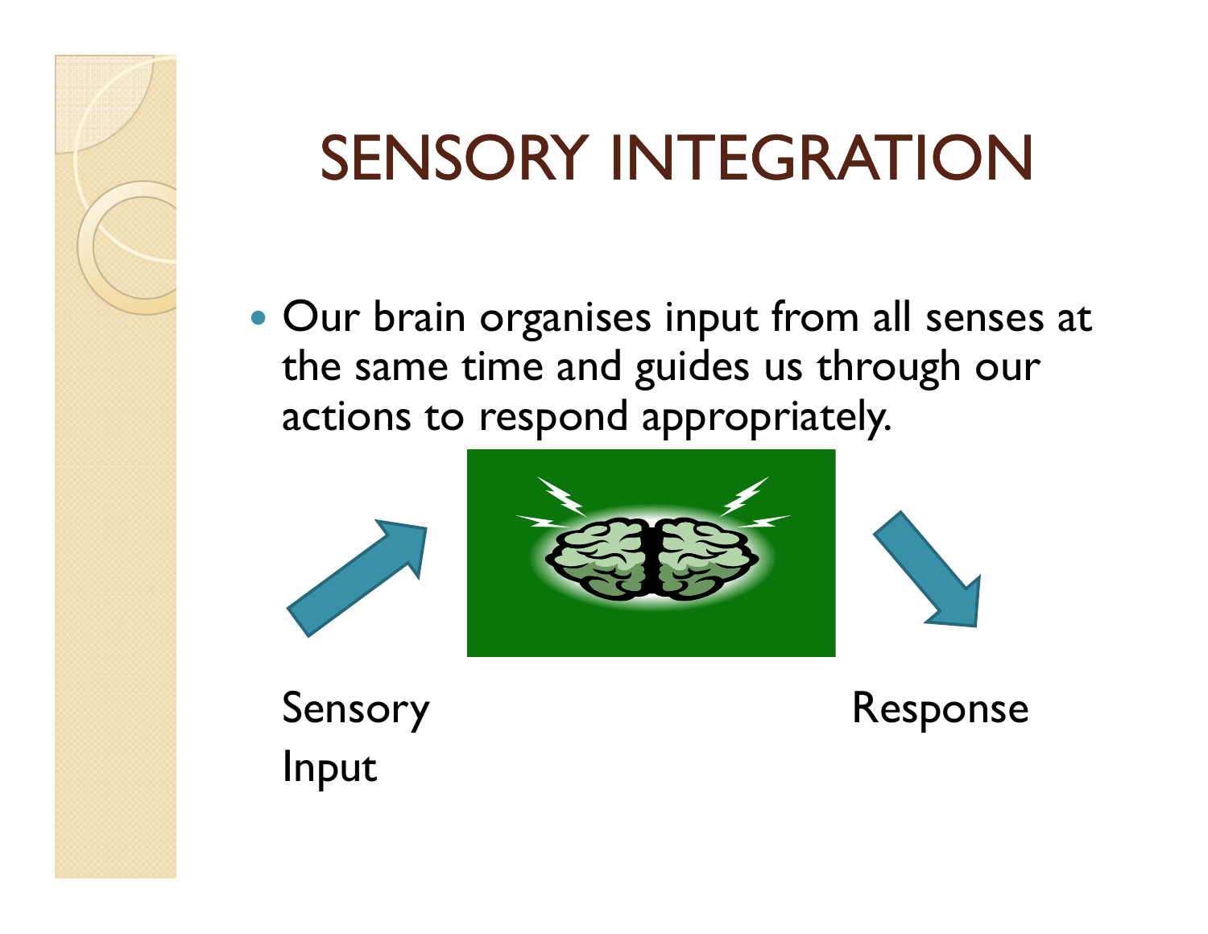# SENSORY INTEGRATION

- Our brain organises input from all senses at the same time and guides us through our actions to respond appropriately.

Sensory Input

Response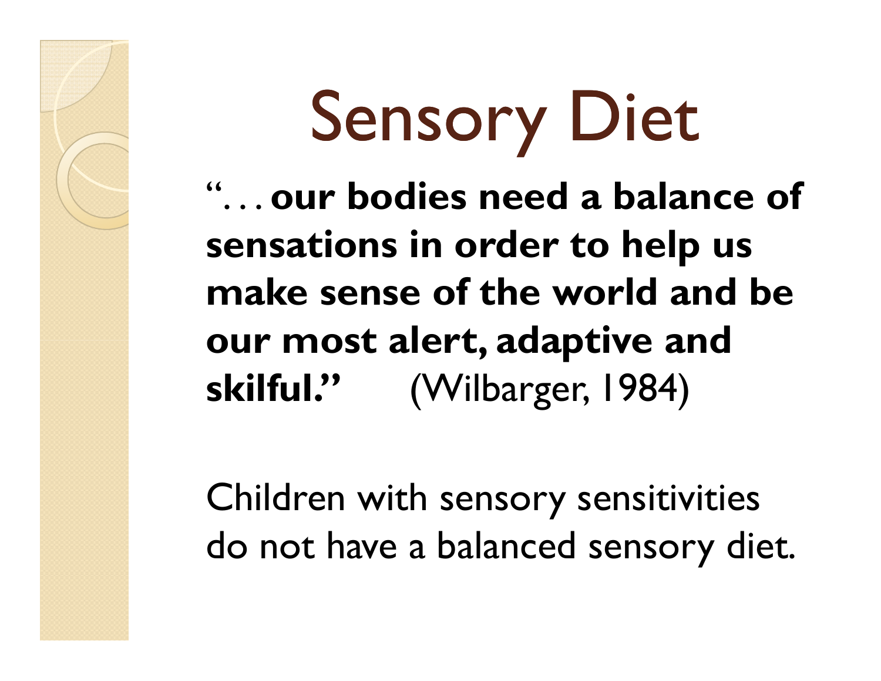# Sensory Diet

"… **our bodies need a balance of sensations in order to help us make sense of the world and be our most alert, adaptive and skilful."** (Wilbarger, 1984)

Children with sensory sensitivities do not have a balanced sensory diet.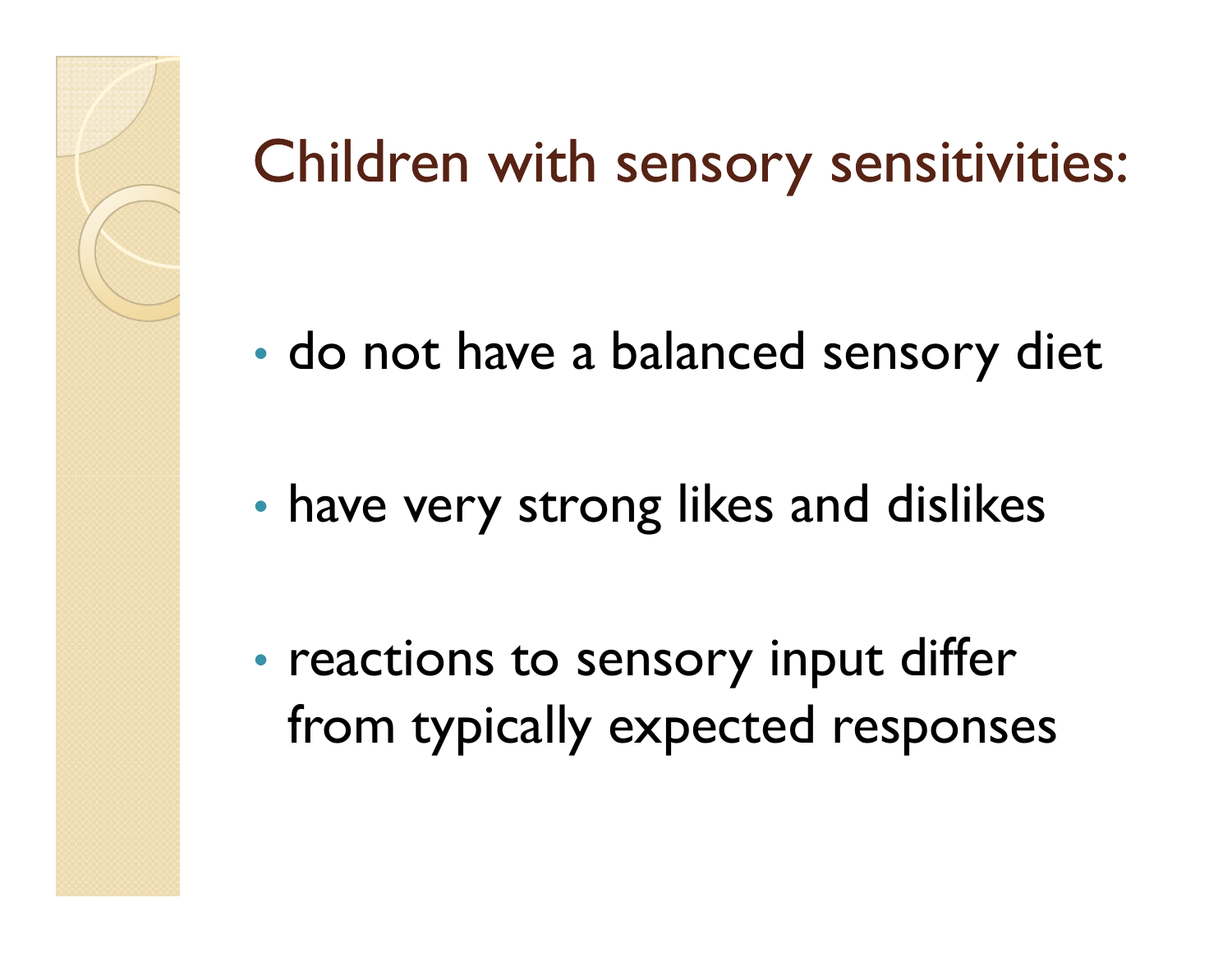# Children with sensory sensitivities:

- do not have a balanced sensory diet
- have very strong likes and dislikes
- reactions to sensory input differ from typically expected responses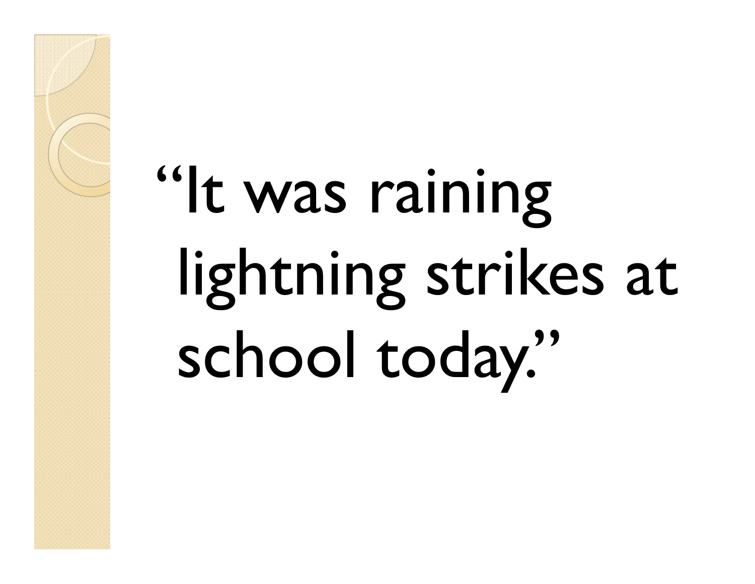"It was raining lightning strikes at school today."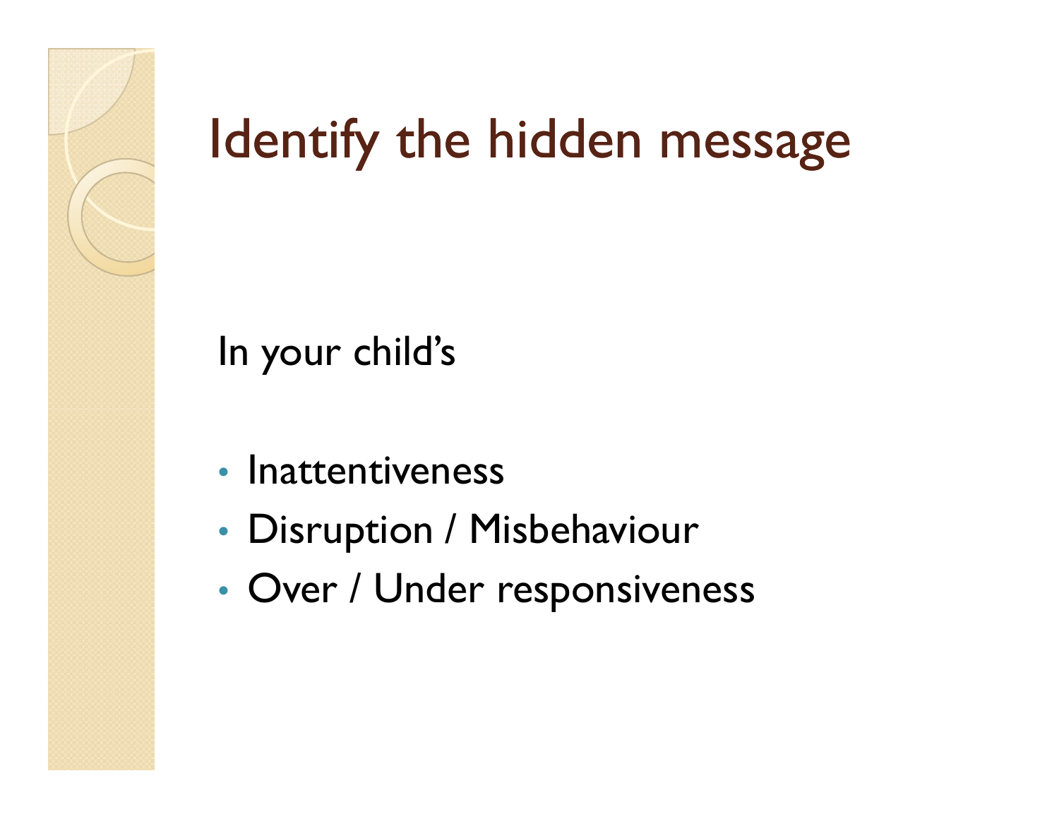# Identify the hidden message

In your child's

- Inattentiveness
- Disruption / Misbehaviour
- Over / Under responsiveness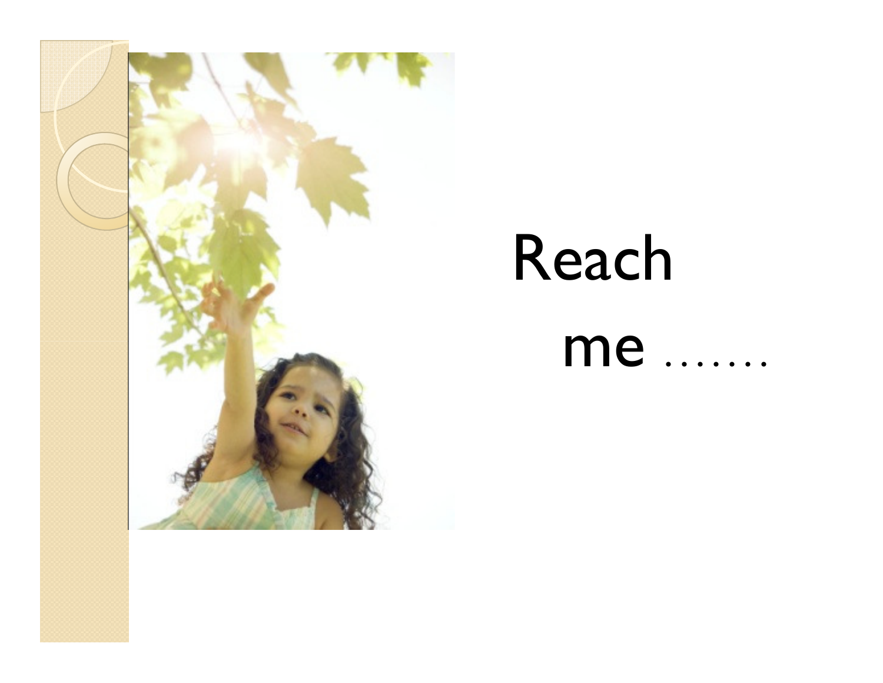Reach

me …….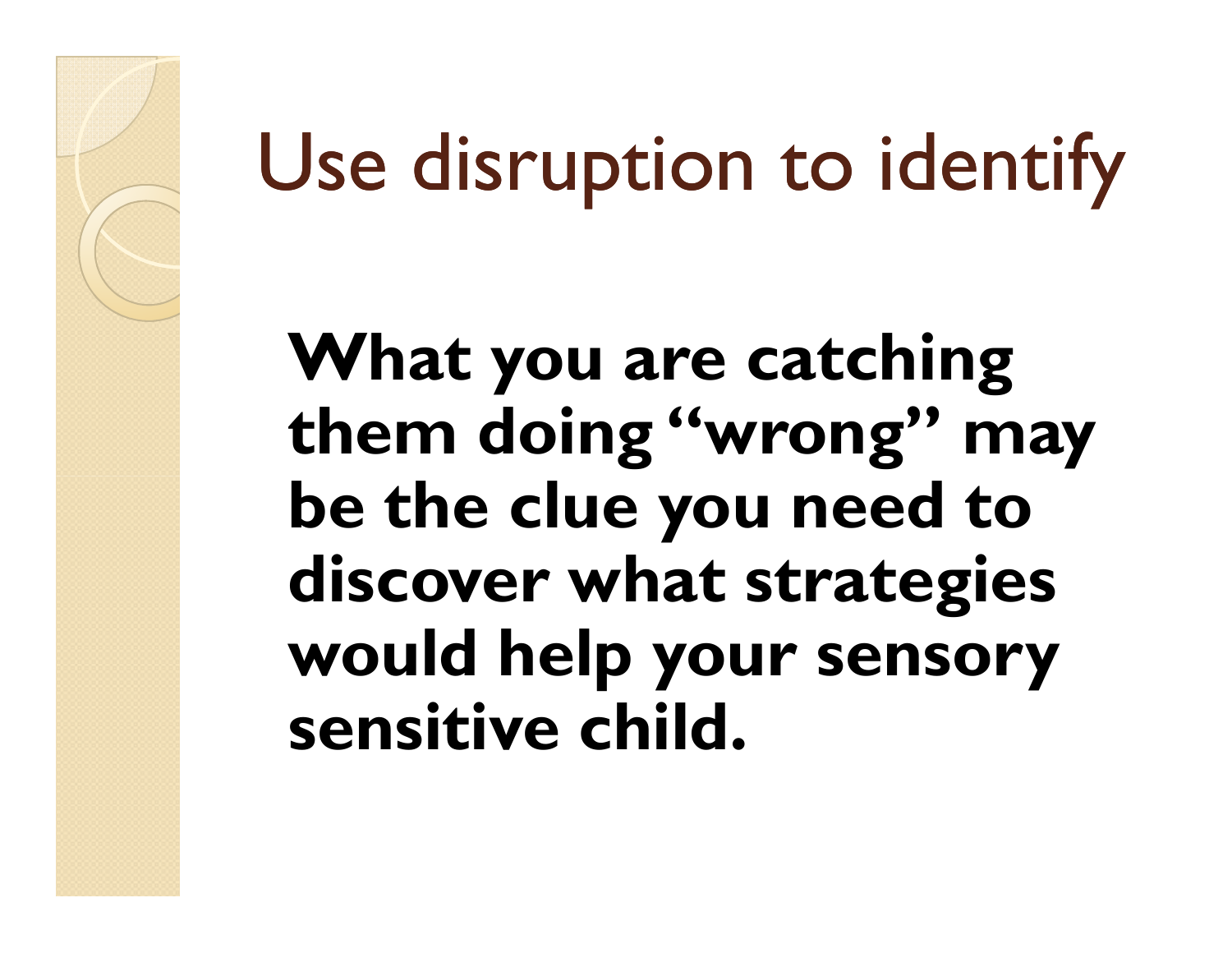# Use disruption to identify

**What you are catching them doing "wrong" may be the clue you need to discover what strategies would help your sensory sensitive child.**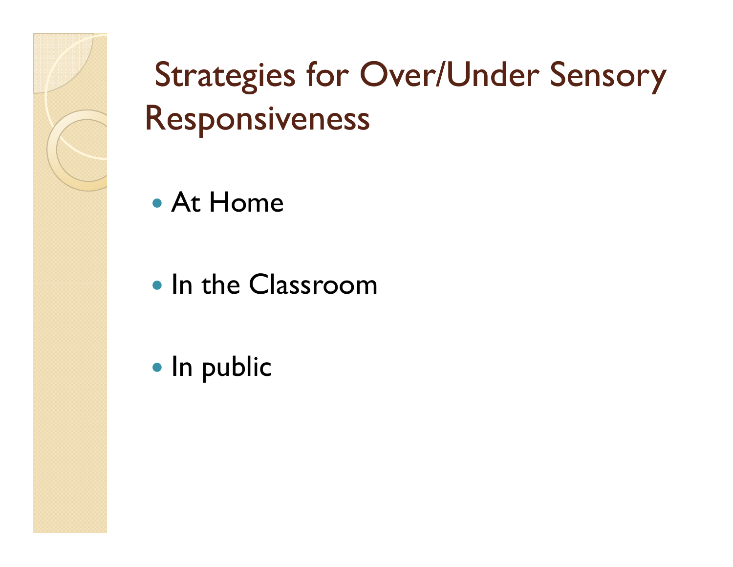# Strategies for Over/Under Sensory Responsiveness

- At Home
- In the Classroom
- In public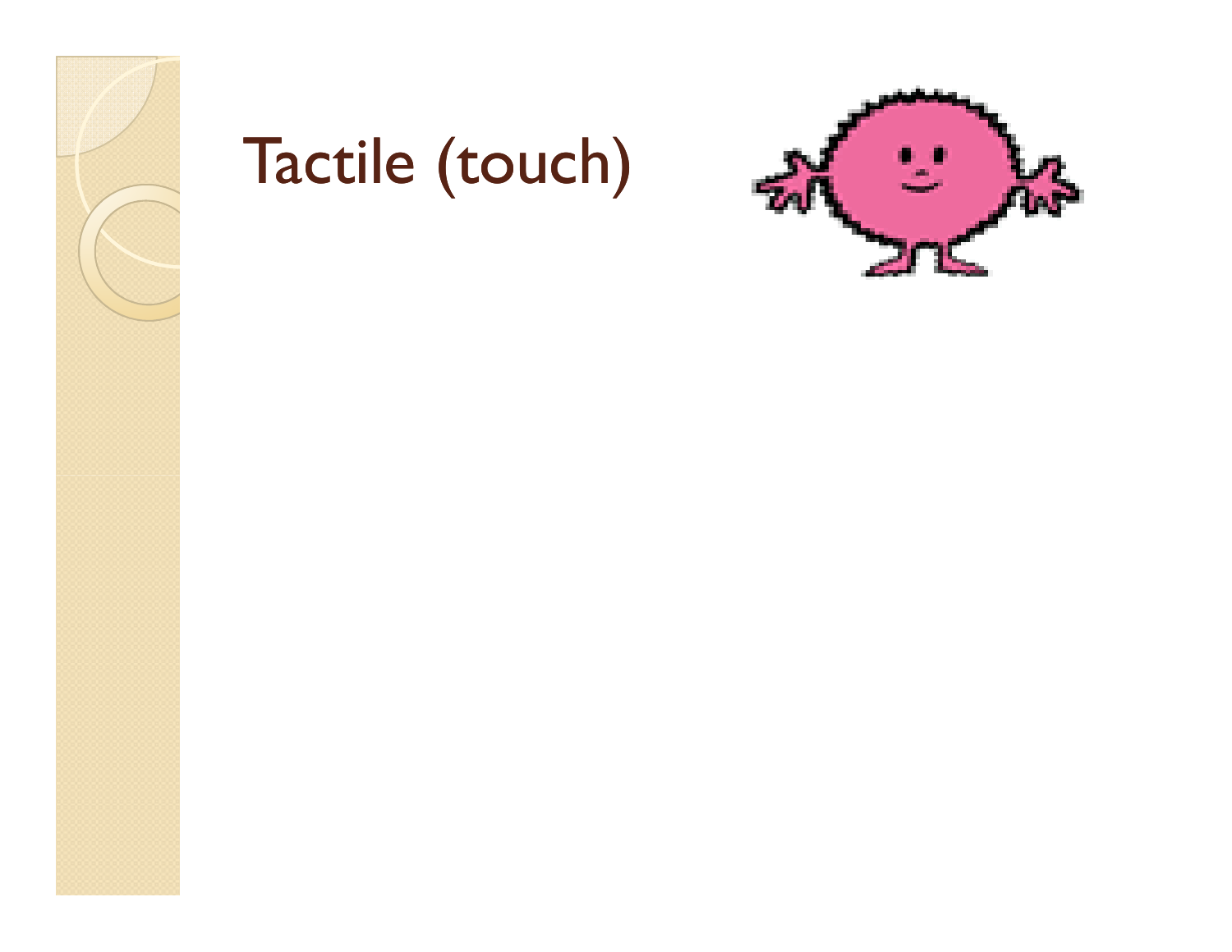# Tactile (touch)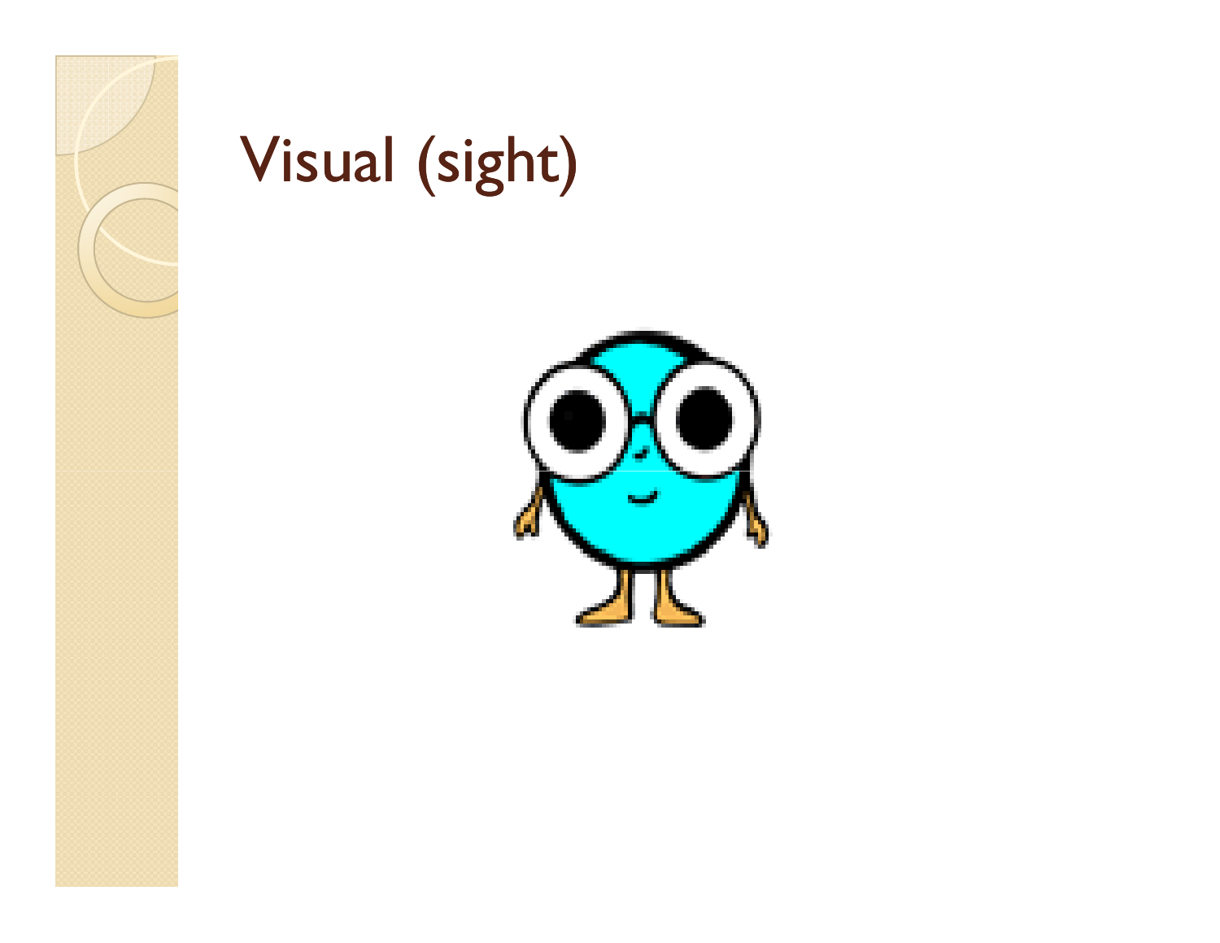# Visual (sight)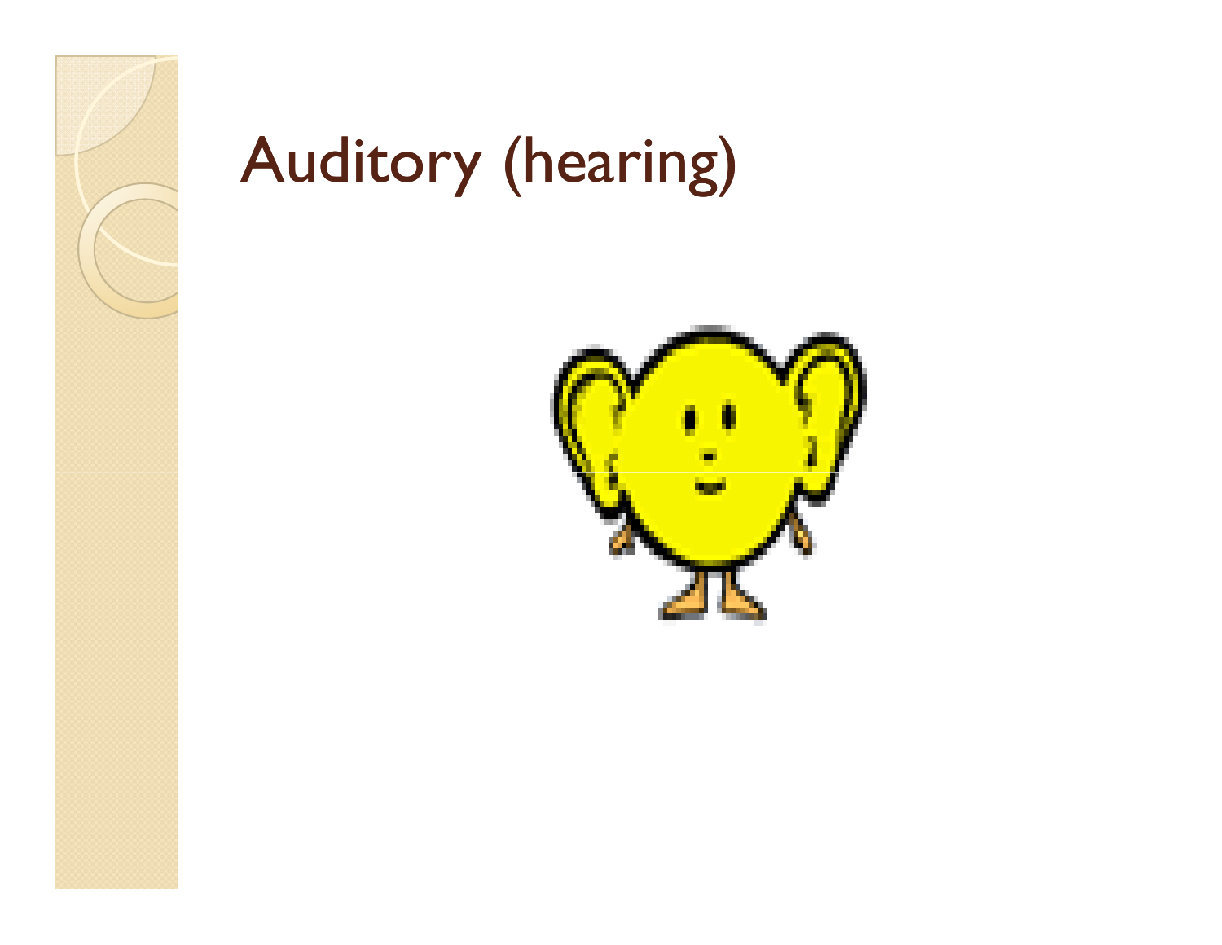# Auditory (hearing)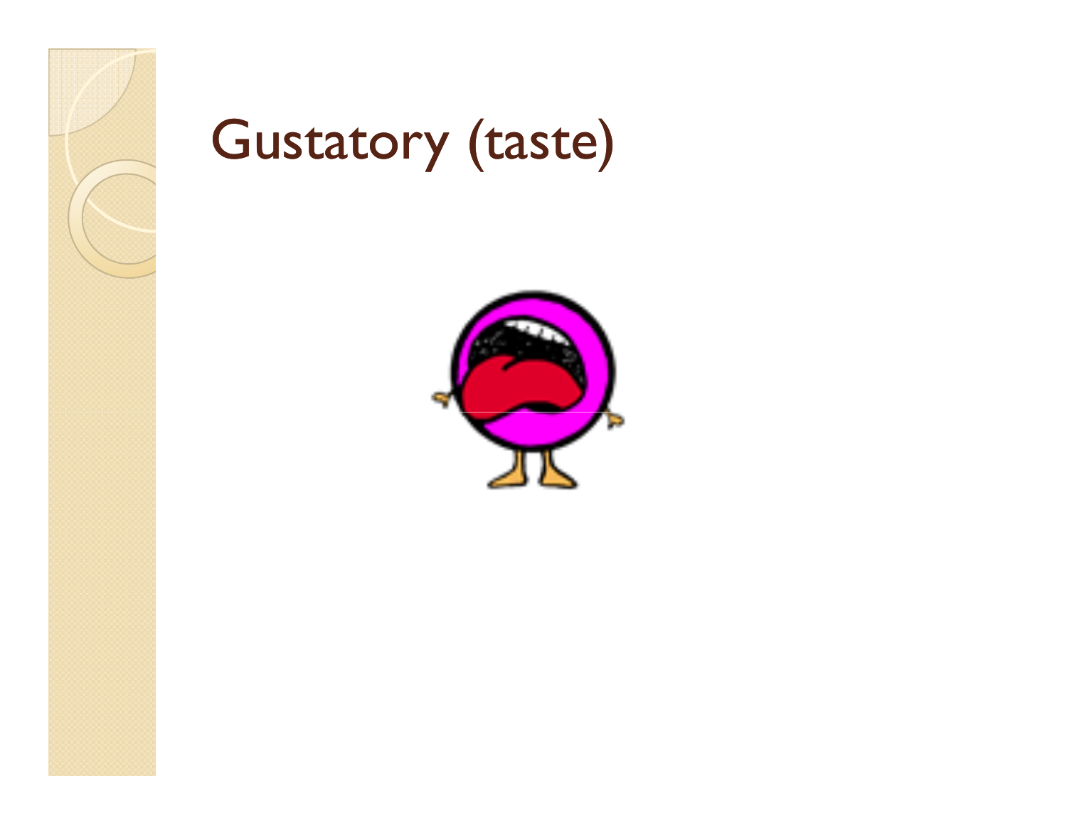# Gustatory (taste)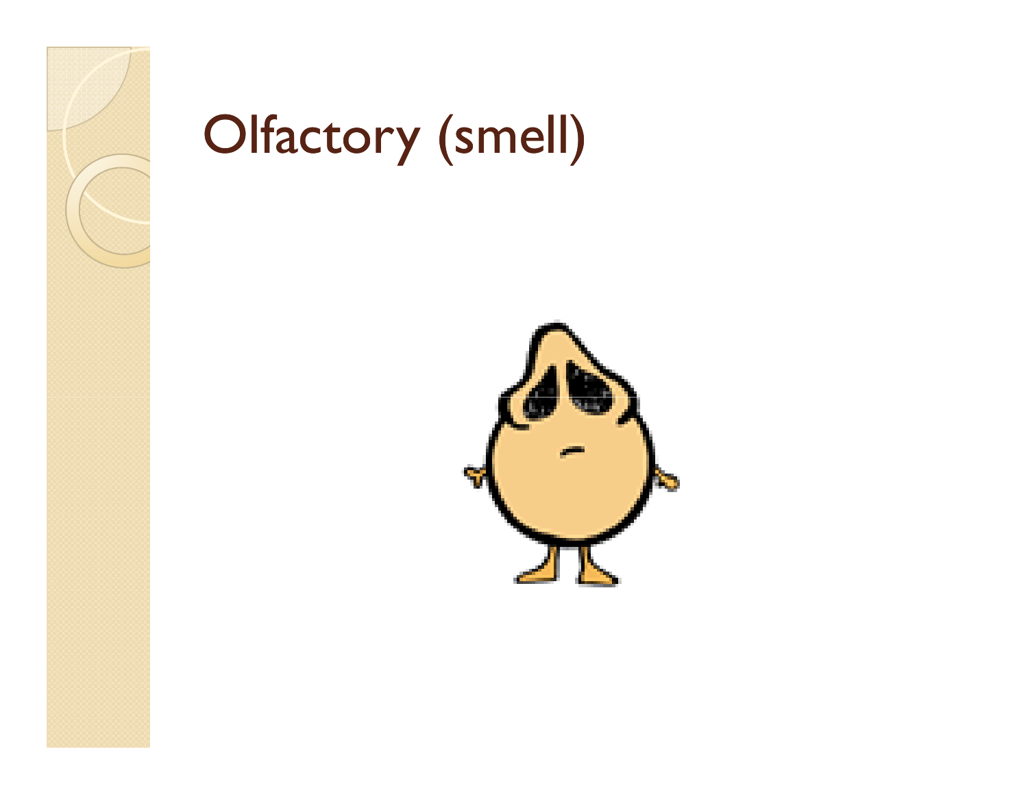# Olfactory (smell)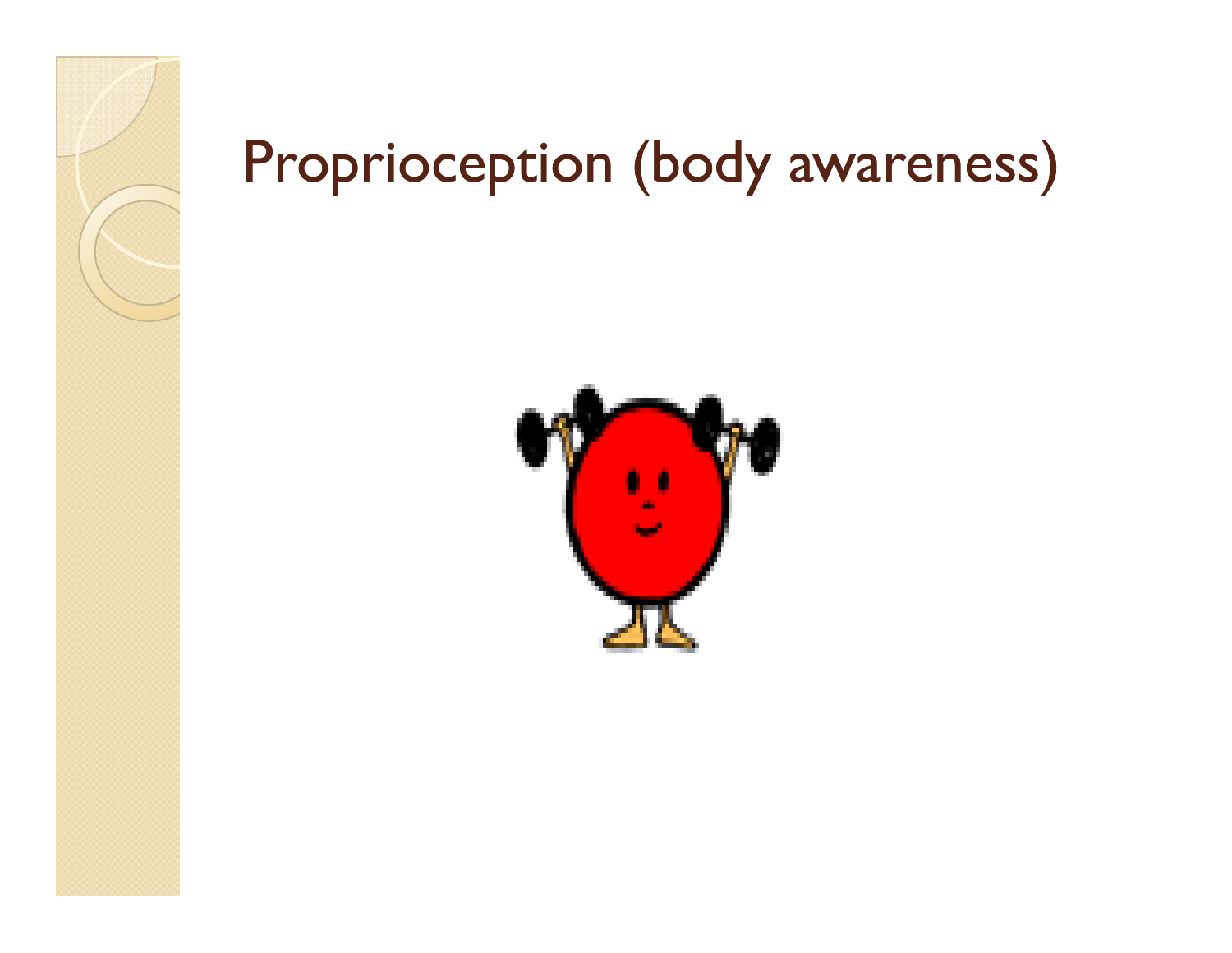# Proprioception (body awareness)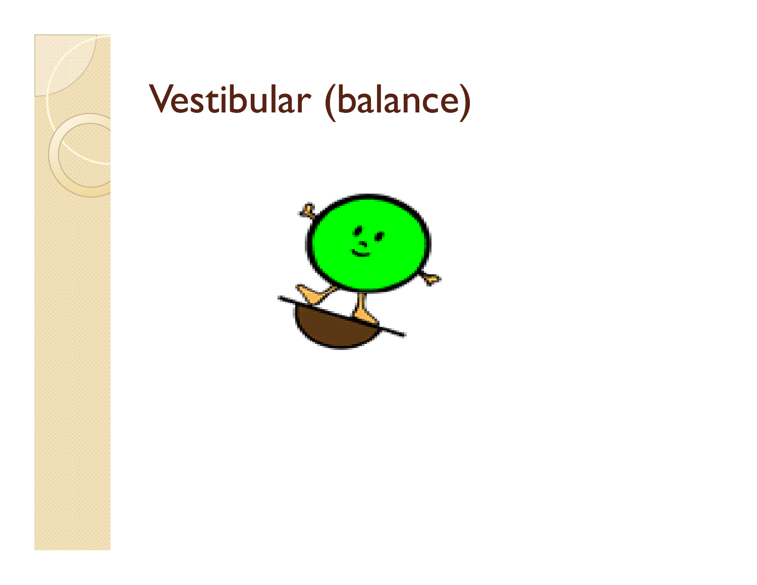# Vestibular (balance)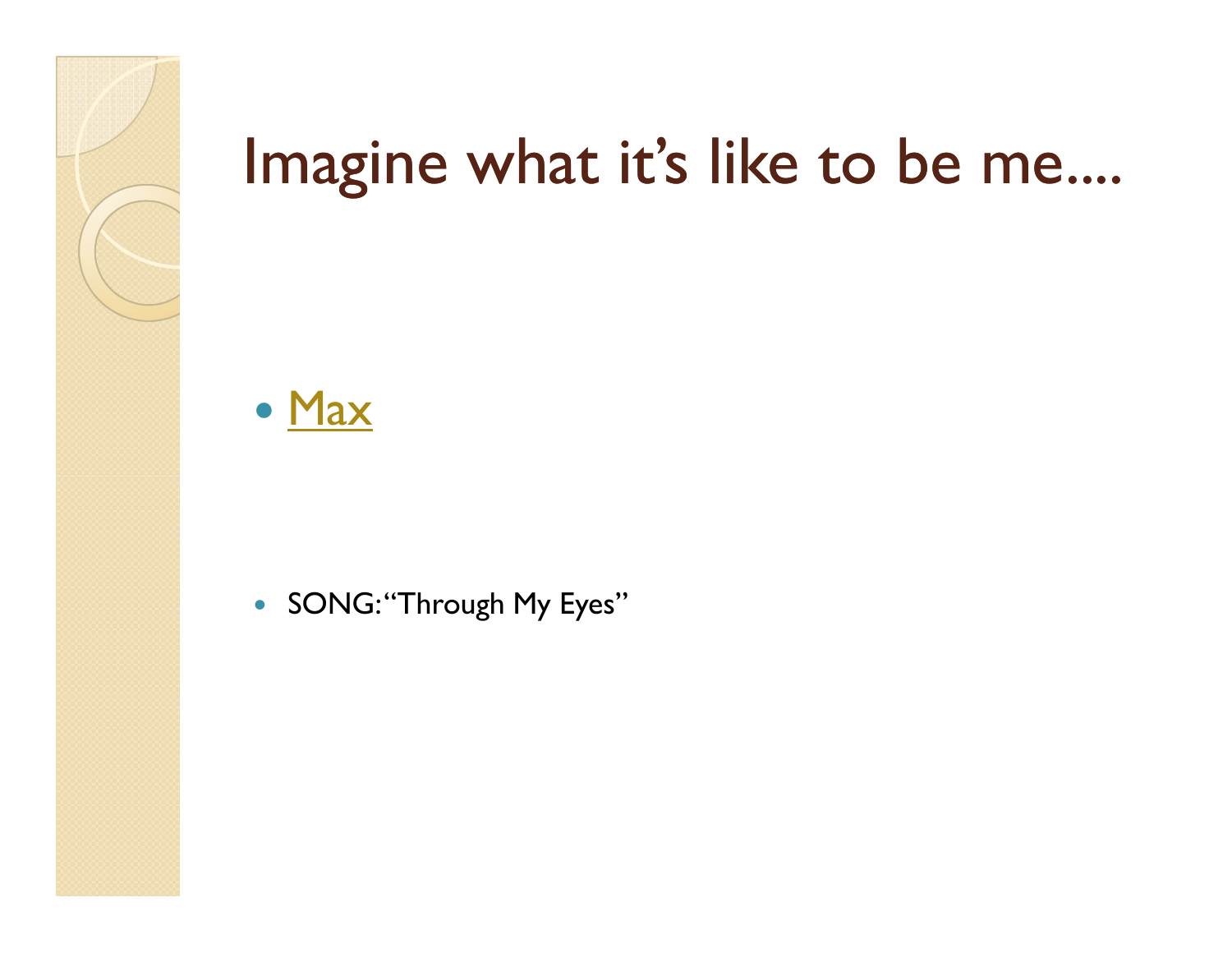# Imagine what it's like to be me....

- Max

- SONG: "Through My Eyes"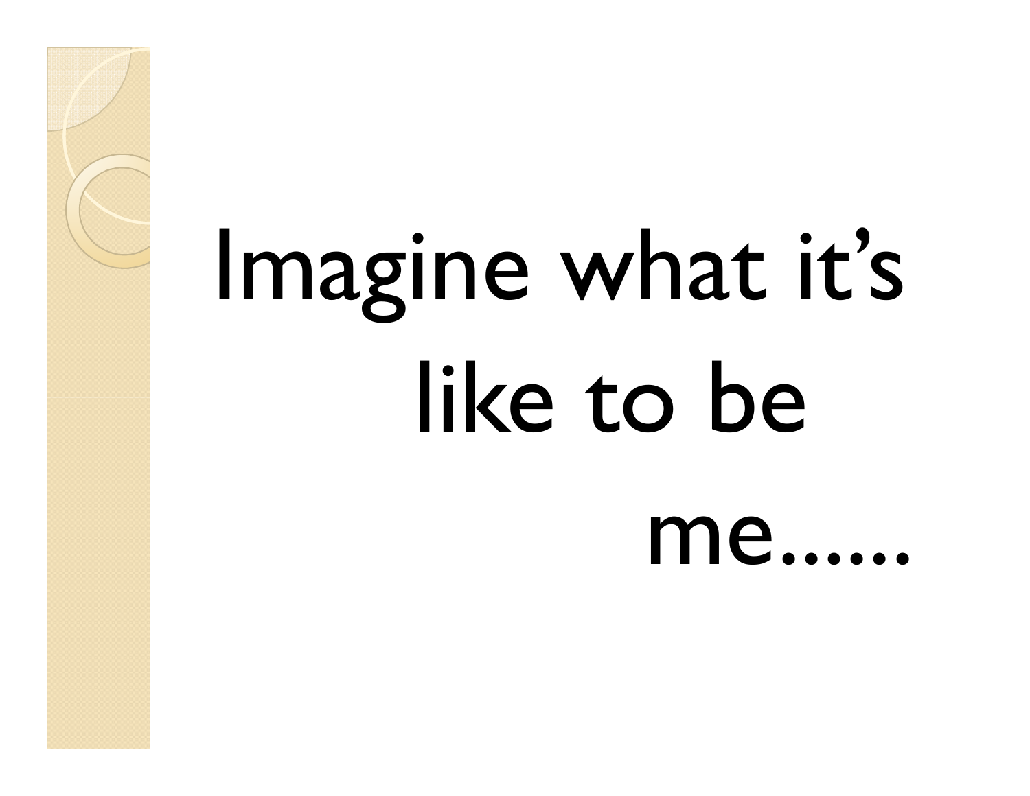# Imagine what it's like to be me......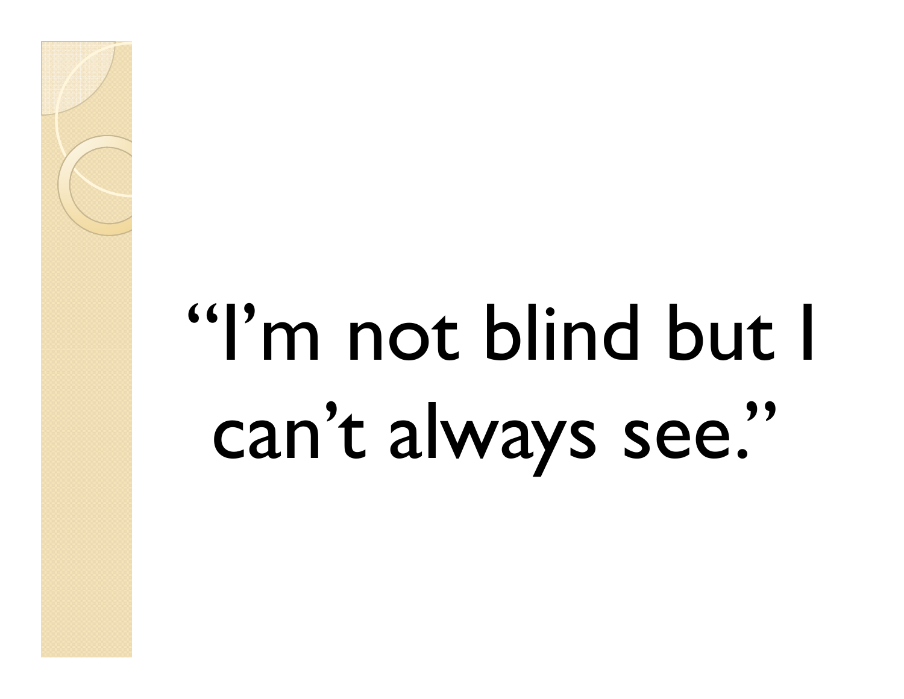"I'm not blind but I can't always see."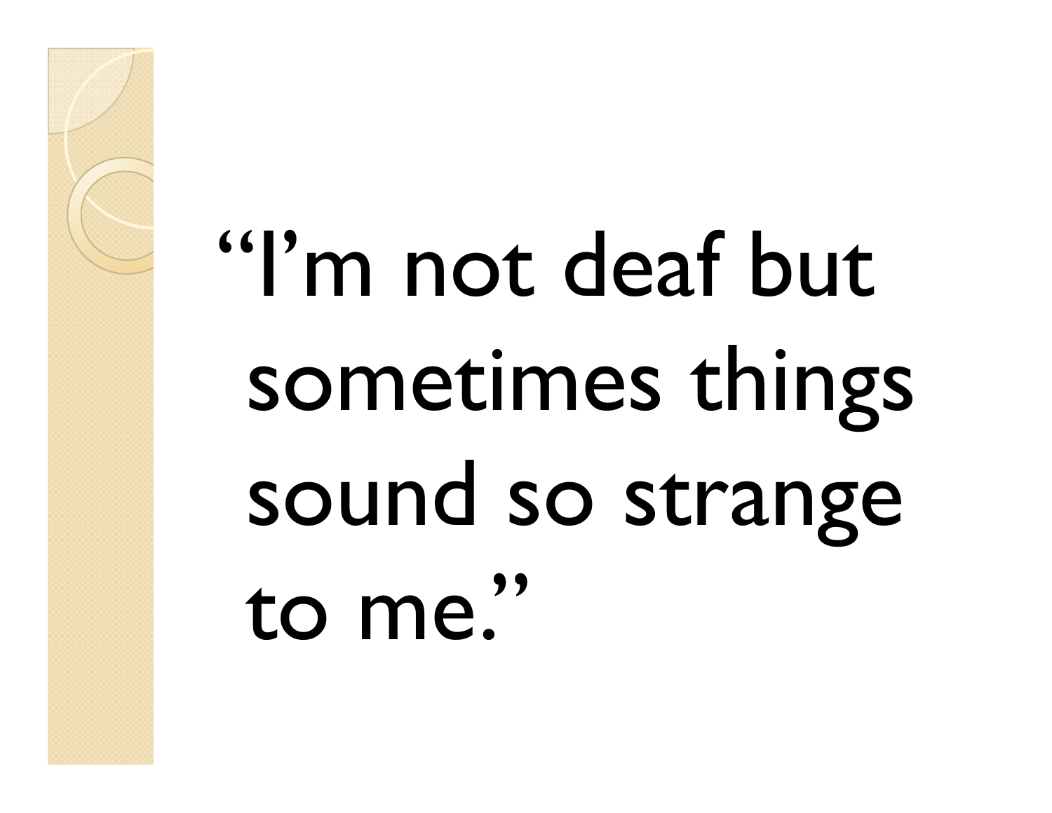"I'm not deaf but sometimes things sound so strange to me."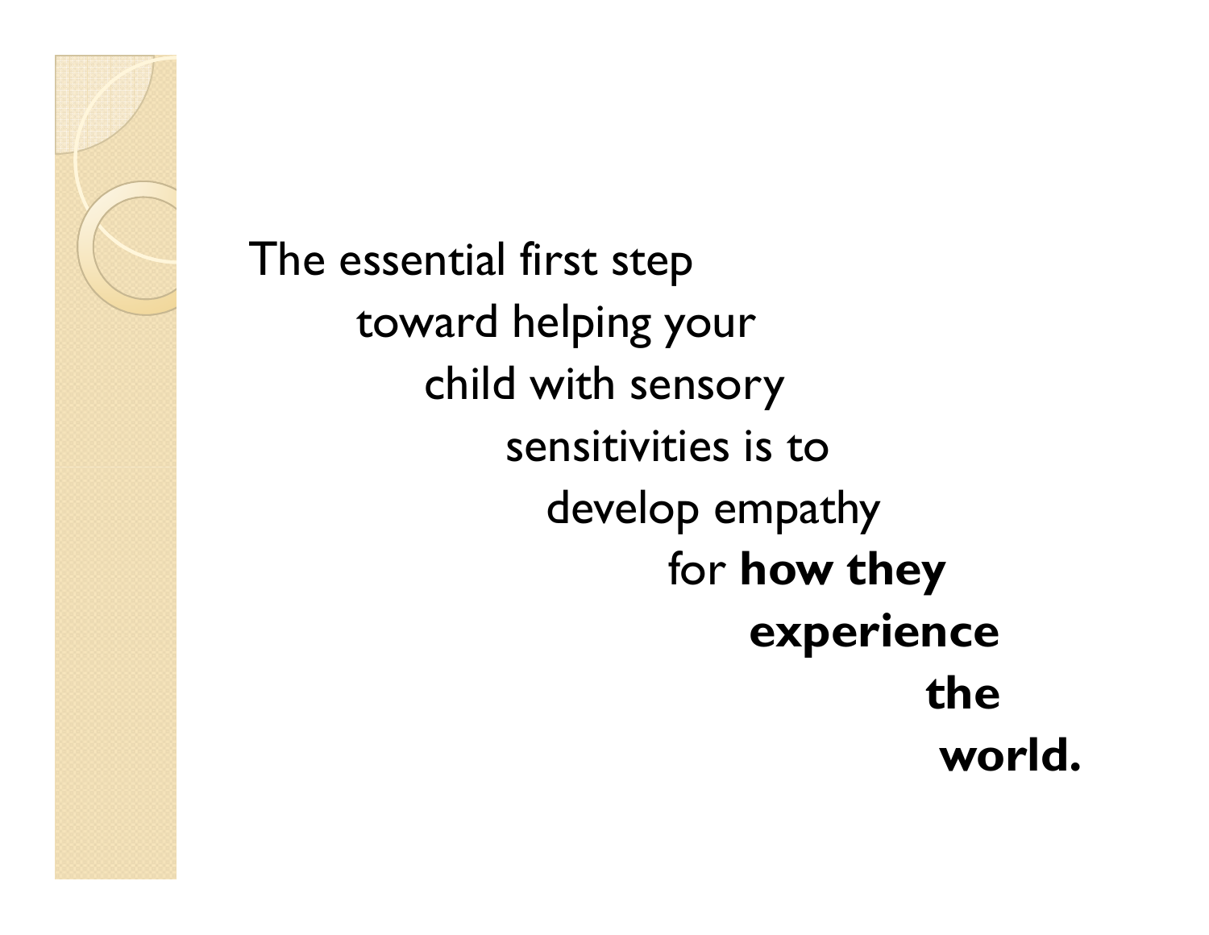The essential first step toward helping your child with sensory sensitivities is to develop empathy for **how they experience the world.**